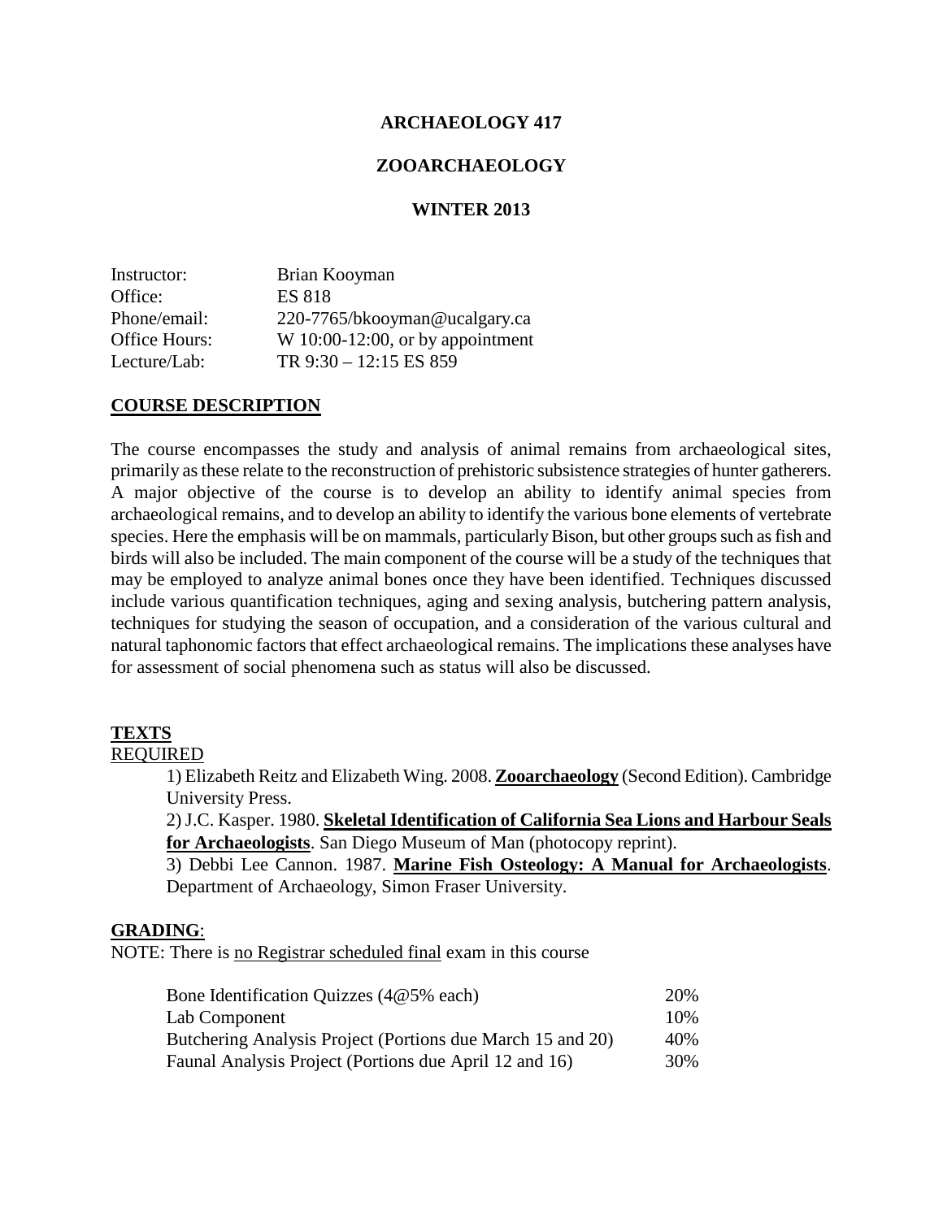# ARCHAEOLOGY 417

## ZOOARCHAEOLOGY

### WINTER 2013

Instructor: Brian Kooyman
Office: ES 818
Phone/email: 220-7765/bkooyman@ucalgary.ca
Office Hours: W 10:00-12:00, or by appointment
Lecture/Lab: TR 9:30 – 12:15 ES 859

## COURSE DESCRIPTION

The course encompasses the study and analysis of animal remains from archaeological sites, primarily as these relate to the reconstruction of prehistoric subsistence strategies of hunter gatherers. A major objective of the course is to develop an ability to identify animal species from archaeological remains, and to develop an ability to identify the various bone elements of vertebrate species. Here the emphasis will be on mammals, particularly Bison, but other groups such as fish and birds will also be included. The main component of the course will be a study of the techniques that may be employed to analyze animal bones once they have been identified. Techniques discussed include various quantification techniques, aging and sexing analysis, butchering pattern analysis, techniques for studying the season of occupation, and a consideration of the various cultural and natural taphonomic factors that effect archaeological remains. The implications these analyses have for assessment of social phenomena such as status will also be discussed.

## TEXTS

REQUIRED

1) Elizabeth Reitz and Elizabeth Wing. 2008. **Zooarchaeology** (Second Edition). Cambridge University Press.
2) J.C. Kasper. 1980. **Skeletal Identification of California Sea Lions and Harbour Seals for Archaeologists**. San Diego Museum of Man (photocopy reprint).
3) Debbi Lee Cannon. 1987. **Marine Fish Osteology: A Manual for Archaeologists**. Department of Archaeology, Simon Fraser University.

## GRADING:

NOTE: There is no Registrar scheduled final exam in this course

| | |
|---|---|
| Bone Identification Quizzes (4@5% each) | 20% |
| Lab Component | 10% |
| Butchering Analysis Project (Portions due March 15 and 20) | 40% |
| Faunal Analysis Project (Portions due April 12 and 16) | 30% |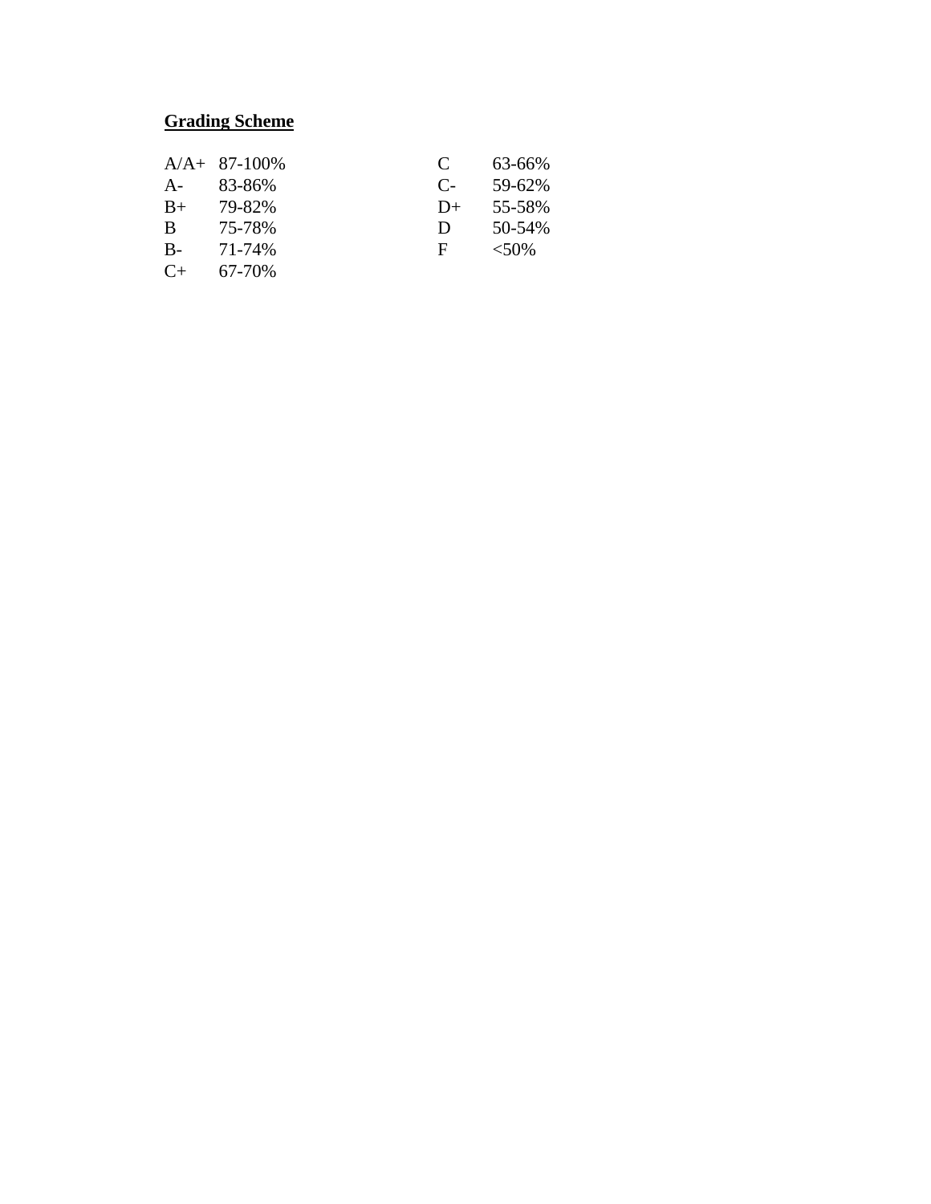**Grading Scheme**

| Grade | Range |
|---|---|
| A/A+ | 87-100% |
| A- | 83-86% |
| B+ | 79-82% |
| B | 75-78% |
| B- | 71-74% |
| C+ | 67-70% |
| C | 63-66% |
| C- | 59-62% |
| D+ | 55-58% |
| D | 50-54% |
| F | <50% |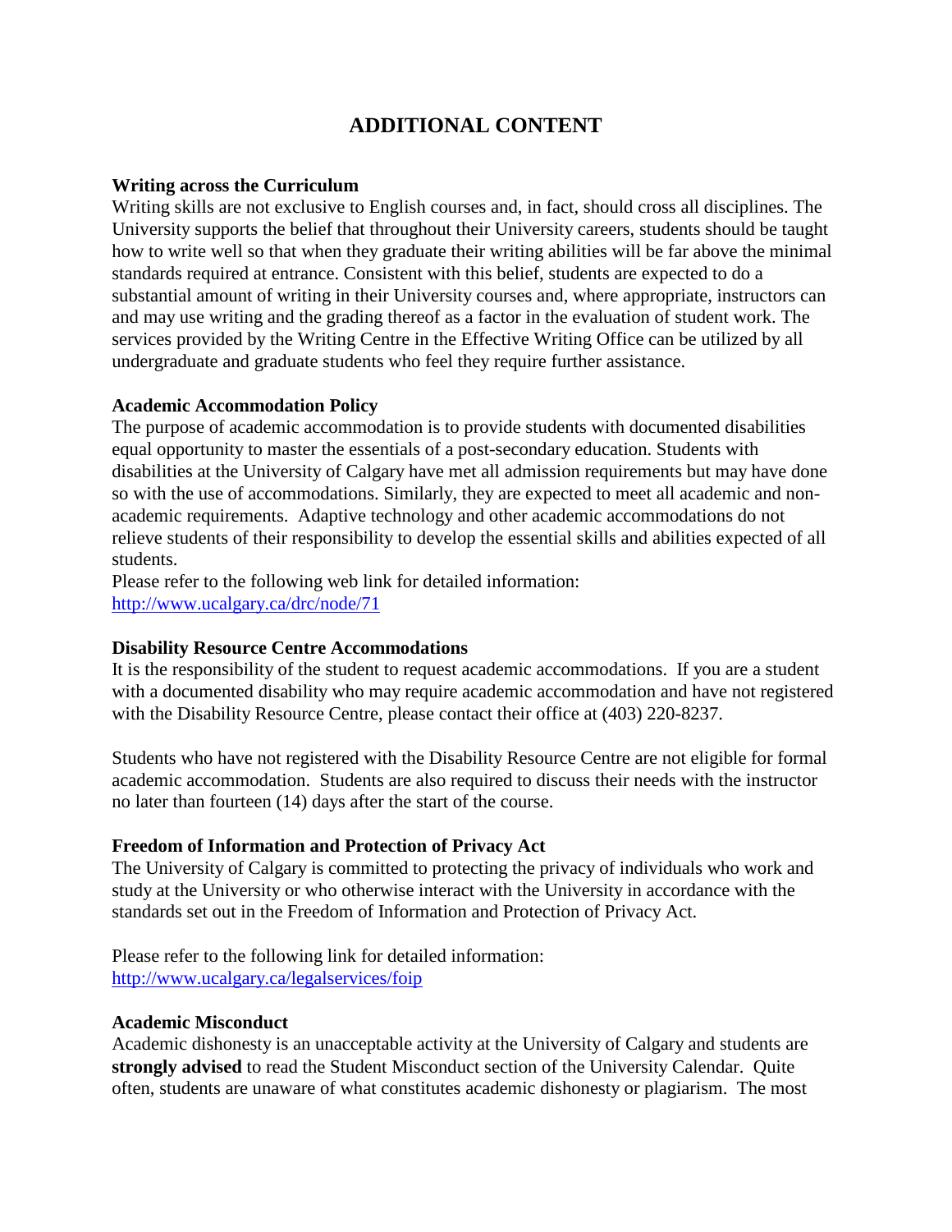# ADDITIONAL CONTENT

**Writing across the Curriculum**

Writing skills are not exclusive to English courses and, in fact, should cross all disciplines. The University supports the belief that throughout their University careers, students should be taught how to write well so that when they graduate their writing abilities will be far above the minimal standards required at entrance. Consistent with this belief, students are expected to do a substantial amount of writing in their University courses and, where appropriate, instructors can and may use writing and the grading thereof as a factor in the evaluation of student work. The services provided by the Writing Centre in the Effective Writing Office can be utilized by all undergraduate and graduate students who feel they require further assistance.

**Academic Accommodation Policy**

The purpose of academic accommodation is to provide students with documented disabilities equal opportunity to master the essentials of a post-secondary education. Students with disabilities at the University of Calgary have met all admission requirements but may have done so with the use of accommodations. Similarly, they are expected to meet all academic and non-academic requirements. Adaptive technology and other academic accommodations do not relieve students of their responsibility to develop the essential skills and abilities expected of all students.

Please refer to the following web link for detailed information:
[http://www.ucalgary.ca/drc/node/71](http://www.ucalgary.ca/drc/node/71)

**Disability Resource Centre Accommodations**

It is the responsibility of the student to request academic accommodations. If you are a student with a documented disability who may require academic accommodation and have not registered with the Disability Resource Centre, please contact their office at (403) 220-8237.

Students who have not registered with the Disability Resource Centre are not eligible for formal academic accommodation. Students are also required to discuss their needs with the instructor no later than fourteen (14) days after the start of the course.

**Freedom of Information and Protection of Privacy Act**

The University of Calgary is committed to protecting the privacy of individuals who work and study at the University or who otherwise interact with the University in accordance with the standards set out in the Freedom of Information and Protection of Privacy Act.

Please refer to the following link for detailed information:
[http://www.ucalgary.ca/legalservices/foip](http://www.ucalgary.ca/legalservices/foip)

**Academic Misconduct**

Academic dishonesty is an unacceptable activity at the University of Calgary and students are **strongly advised** to read the Student Misconduct section of the University Calendar. Quite often, students are unaware of what constitutes academic dishonesty or plagiarism. The most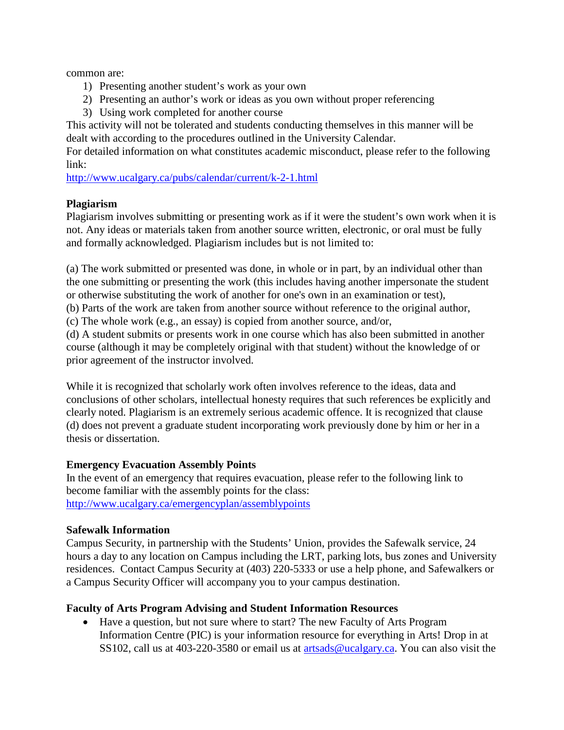common are:

1) Presenting another student's work as your own
2) Presenting an author's work or ideas as you own without proper referencing
3) Using work completed for another course

This activity will not be tolerated and students conducting themselves in this manner will be dealt with according to the procedures outlined in the University Calendar.

For detailed information on what constitutes academic misconduct, please refer to the following link:

http://www.ucalgary.ca/pubs/calendar/current/k-2-1.html

**Plagiarism**

Plagiarism involves submitting or presenting work as if it were the student's own work when it is not. Any ideas or materials taken from another source written, electronic, or oral must be fully and formally acknowledged. Plagiarism includes but is not limited to:

(a) The work submitted or presented was done, in whole or in part, by an individual other than the one submitting or presenting the work (this includes having another impersonate the student or otherwise substituting the work of another for one's own in an examination or test),
(b) Parts of the work are taken from another source without reference to the original author,
(c) The whole work (e.g., an essay) is copied from another source, and/or,
(d) A student submits or presents work in one course which has also been submitted in another course (although it may be completely original with that student) without the knowledge of or prior agreement of the instructor involved.

While it is recognized that scholarly work often involves reference to the ideas, data and conclusions of other scholars, intellectual honesty requires that such references be explicitly and clearly noted. Plagiarism is an extremely serious academic offence. It is recognized that clause (d) does not prevent a graduate student incorporating work previously done by him or her in a thesis or dissertation.

**Emergency Evacuation Assembly Points**

In the event of an emergency that requires evacuation, please refer to the following link to become familiar with the assembly points for the class:

http://www.ucalgary.ca/emergencyplan/assemblypoints

**Safewalk Information**

Campus Security, in partnership with the Students' Union, provides the Safewalk service, 24 hours a day to any location on Campus including the LRT, parking lots, bus zones and University residences. Contact Campus Security at (403) 220-5333 or use a help phone, and Safewalkers or a Campus Security Officer will accompany you to your campus destination.

**Faculty of Arts Program Advising and Student Information Resources**

- Have a question, but not sure where to start? The new Faculty of Arts Program Information Centre (PIC) is your information resource for everything in Arts! Drop in at SS102, call us at 403-220-3580 or email us at artsads@ucalgary.ca. You can also visit the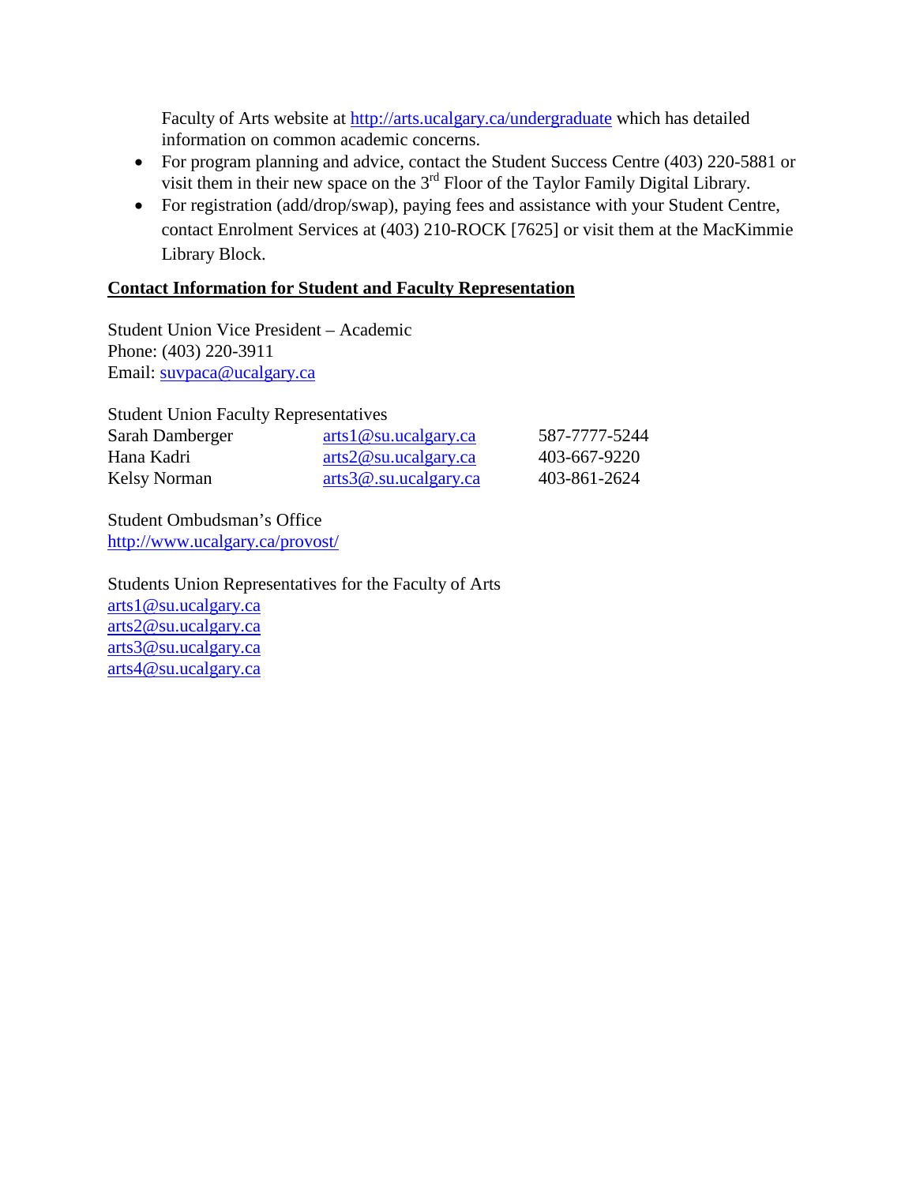Faculty of Arts website at http://arts.ucalgary.ca/undergraduate which has detailed information on common academic concerns.

- For program planning and advice, contact the Student Success Centre (403) 220-5881 or visit them in their new space on the 3rd Floor of the Taylor Family Digital Library.
- For registration (add/drop/swap), paying fees and assistance with your Student Centre, contact Enrolment Services at (403) 210-ROCK [7625] or visit them at the MacKimmie Library Block.

**Contact Information for Student and Faculty Representation**

Student Union Vice President – Academic
Phone: (403) 220-3911
Email: suvpaca@ucalgary.ca

Student Union Faculty Representatives

| | | |
|---|---|---|
| Sarah Damberger | arts1@su.ucalgary.ca | 587-7777-5244 |
| Hana Kadri | arts2@su.ucalgary.ca | 403-667-9220 |
| Kelsy Norman | arts3@.su.ucalgary.ca | 403-861-2624 |

Student Ombudsman's Office
http://www.ucalgary.ca/provost/

Students Union Representatives for the Faculty of Arts
arts1@su.ucalgary.ca
arts2@su.ucalgary.ca
arts3@su.ucalgary.ca
arts4@su.ucalgary.ca